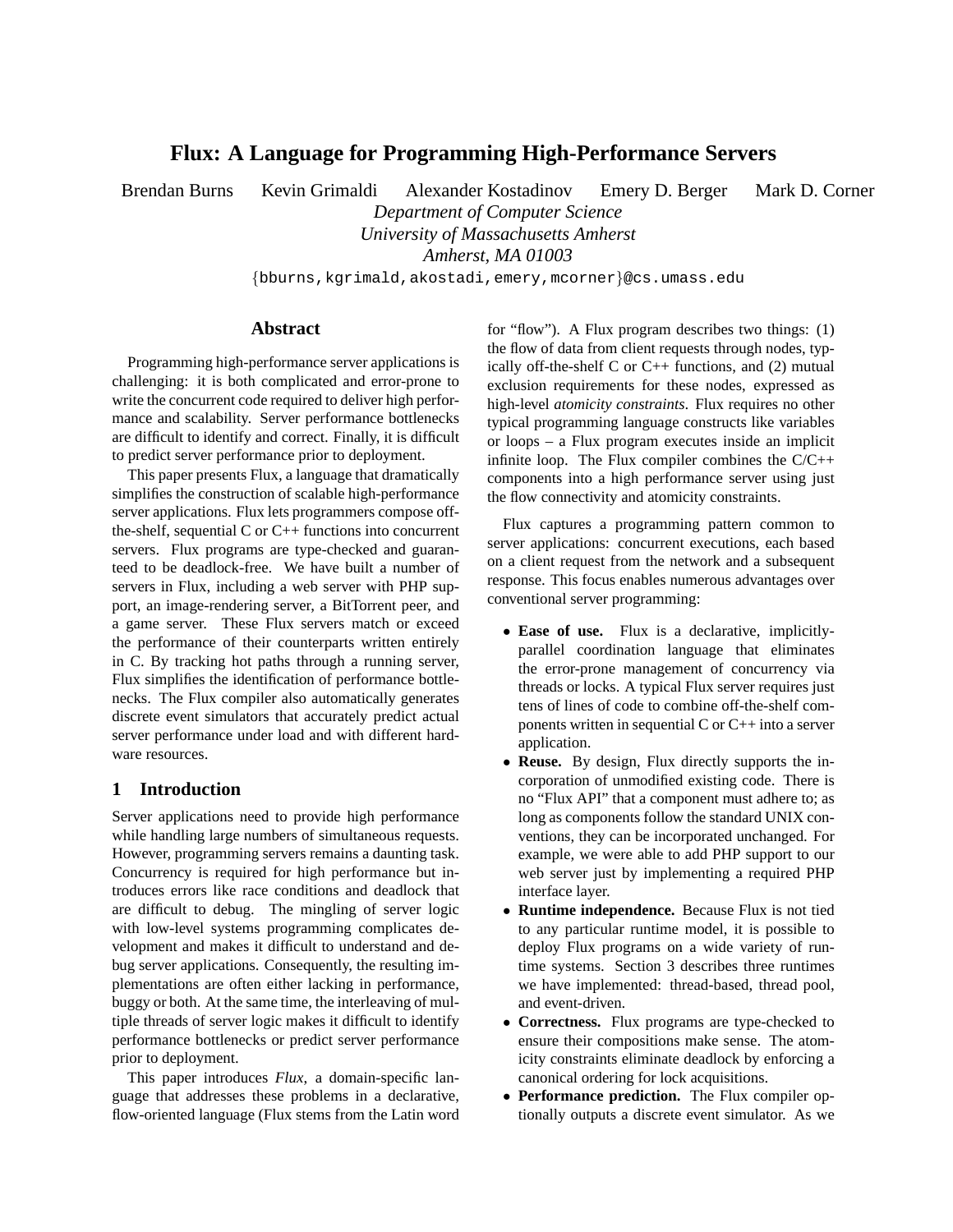# Flux: A Language for Programming High-Performance Servers

Brendan Burns Kevin Grimaldi Alexander Kostadinov Emery D. Berger Mark D. Corner

*Department of Computer Science*
*University of Massachusetts Amherst*
*Amherst, MA 01003*

{bburns,kgrimald,akostadi,emery,mcorner}@cs.umass.edu

## Abstract

Programming high-performance server applications is challenging: it is both complicated and error-prone to write the concurrent code required to deliver high performance and scalability. Server performance bottlenecks are difficult to identify and correct. Finally, it is difficult to predict server performance prior to deployment.

This paper presents Flux, a language that dramatically simplifies the construction of scalable high-performance server applications. Flux lets programmers compose off-the-shelf, sequential C or C++ functions into concurrent servers. Flux programs are type-checked and guaranteed to be deadlock-free. We have built a number of servers in Flux, including a web server with PHP support, an image-rendering server, a BitTorrent peer, and a game server. These Flux servers match or exceed the performance of their counterparts written entirely in C. By tracking hot paths through a running server, Flux simplifies the identification of performance bottlenecks. The Flux compiler also automatically generates discrete event simulators that accurately predict actual server performance under load and with different hardware resources.

## 1 Introduction

Server applications need to provide high performance while handling large numbers of simultaneous requests. However, programming servers remains a daunting task. Concurrency is required for high performance but introduces errors like race conditions and deadlock that are difficult to debug. The mingling of server logic with low-level systems programming complicates development and makes it difficult to understand and debug server applications. Consequently, the resulting implementations are often either lacking in performance, buggy or both. At the same time, the interleaving of multiple threads of server logic makes it difficult to identify performance bottlenecks or predict server performance prior to deployment.

This paper introduces *Flux*, a domain-specific language that addresses these problems in a declarative, flow-oriented language (Flux stems from the Latin word for "flow"). A Flux program describes two things: (1) the flow of data from client requests through nodes, typically off-the-shelf C or C++ functions, and (2) mutual exclusion requirements for these nodes, expressed as high-level *atomicity constraints*. Flux requires no other typical programming language constructs like variables or loops – a Flux program executes inside an implicit infinite loop. The Flux compiler combines the C/C++ components into a high performance server using just the flow connectivity and atomicity constraints.

Flux captures a programming pattern common to server applications: concurrent executions, each based on a client request from the network and a subsequent response. This focus enables numerous advantages over conventional server programming:

- **Ease of use.** Flux is a declarative, implicitly-parallel coordination language that eliminates the error-prone management of concurrency via threads or locks. A typical Flux server requires just tens of lines of code to combine off-the-shelf components written in sequential C or C++ into a server application.
- **Reuse.** By design, Flux directly supports the incorporation of unmodified existing code. There is no "Flux API" that a component must adhere to; as long as components follow the standard UNIX conventions, they can be incorporated unchanged. For example, we were able to add PHP support to our web server just by implementing a required PHP interface layer.
- **Runtime independence.** Because Flux is not tied to any particular runtime model, it is possible to deploy Flux programs on a wide variety of runtime systems. Section 3 describes three runtimes we have implemented: thread-based, thread pool, and event-driven.
- **Correctness.** Flux programs are type-checked to ensure their compositions make sense. The atomicity constraints eliminate deadlock by enforcing a canonical ordering for lock acquisitions.
- **Performance prediction.** The Flux compiler optionally outputs a discrete event simulator. As we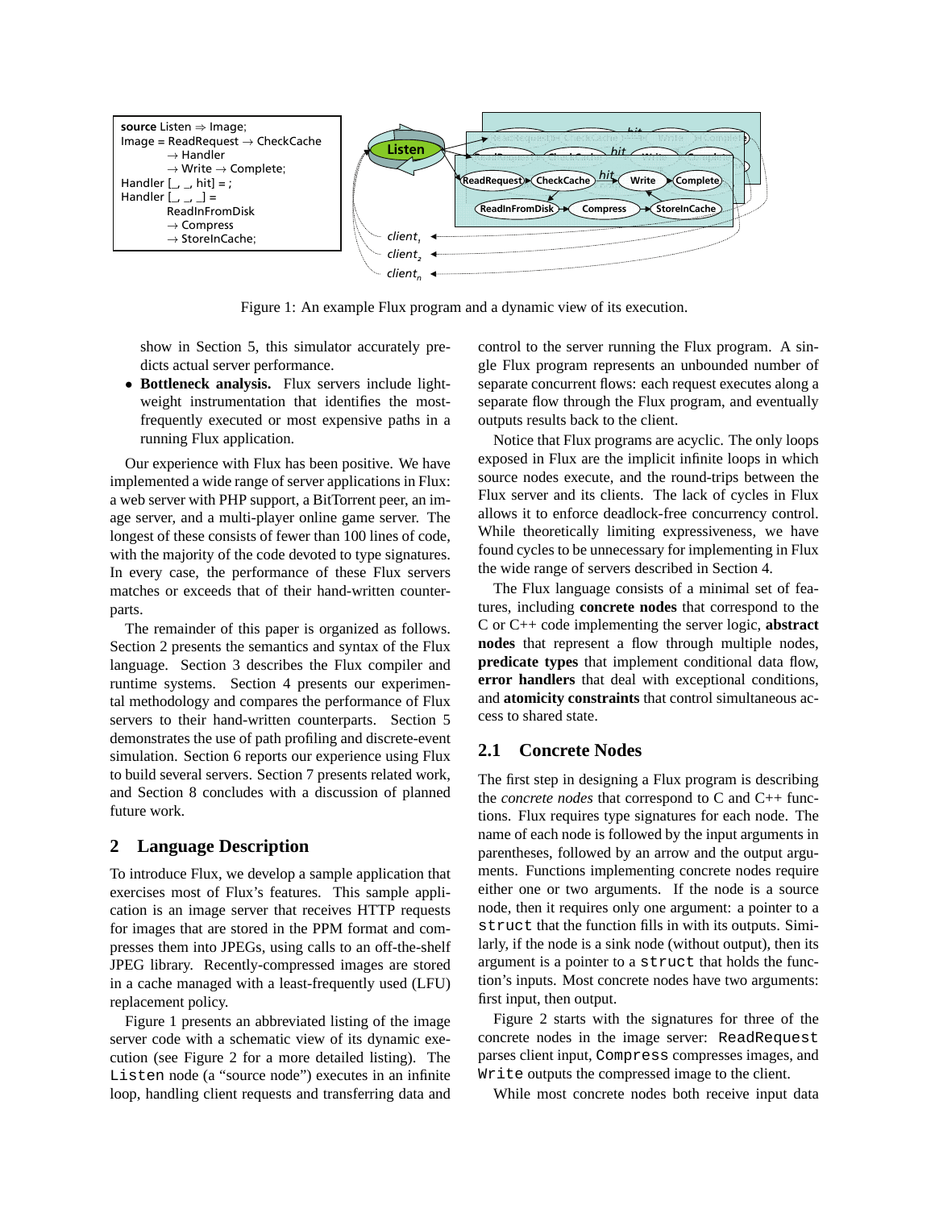```
source Listen ⇒ Image;
Image = ReadRequest → CheckCache
        → Handler
        → Write → Complete;
Handler [_, _, hit] = ;
Handler [_, _, _] =
        ReadInFromDisk
        → Compress
        → StoreInCache;
```

Figure 1: An example Flux program and a dynamic view of its execution.

show in Section 5, this simulator accurately predicts actual server performance.

- **Bottleneck analysis.** Flux servers include lightweight instrumentation that identifies the most-frequently executed or most expensive paths in a running Flux application.

Our experience with Flux has been positive. We have implemented a wide range of server applications in Flux: a web server with PHP support, a BitTorrent peer, an image server, and a multi-player online game server. The longest of these consists of fewer than 100 lines of code, with the majority of the code devoted to type signatures. In every case, the performance of these Flux servers matches or exceeds that of their hand-written counterparts.

The remainder of this paper is organized as follows. Section 2 presents the semantics and syntax of the Flux language. Section 3 describes the Flux compiler and runtime systems. Section 4 presents our experimental methodology and compares the performance of Flux servers to their hand-written counterparts. Section 5 demonstrates the use of path profiling and discrete-event simulation. Section 6 reports our experience using Flux to build several servers. Section 7 presents related work, and Section 8 concludes with a discussion of planned future work.

## 2 Language Description

To introduce Flux, we develop a sample application that exercises most of Flux's features. This sample application is an image server that receives HTTP requests for images that are stored in the PPM format and compresses them into JPEGs, using calls to an off-the-shelf JPEG library. Recently-compressed images are stored in a cache managed with a least-frequently used (LFU) replacement policy.

Figure 1 presents an abbreviated listing of the image server code with a schematic view of its dynamic execution (see Figure 2 for a more detailed listing). The `Listen` node (a "source node") executes in an infinite loop, handling client requests and transferring data and control to the server running the Flux program. A single Flux program represents an unbounded number of separate concurrent flows: each request executes along a separate flow through the Flux program, and eventually outputs results back to the client.

Notice that Flux programs are acyclic. The only loops exposed in Flux are the implicit infinite loops in which source nodes execute, and the round-trips between the Flux server and its clients. The lack of cycles in Flux allows it to enforce deadlock-free concurrency control. While theoretically limiting expressiveness, we have found cycles to be unnecessary for implementing in Flux the wide range of servers described in Section 4.

The Flux language consists of a minimal set of features, including **concrete nodes** that correspond to the C or C++ code implementing the server logic, **abstract nodes** that represent a flow through multiple nodes, **predicate types** that implement conditional data flow, **error handlers** that deal with exceptional conditions, and **atomicity constraints** that control simultaneous access to shared state.

### 2.1 Concrete Nodes

The first step in designing a Flux program is describing the *concrete nodes* that correspond to C and C++ functions. Flux requires type signatures for each node. The name of each node is followed by the input arguments in parentheses, followed by an arrow and the output arguments. Functions implementing concrete nodes require either one or two arguments. If the node is a source node, then it requires only one argument: a pointer to a `struct` that the function fills in with its outputs. Similarly, if the node is a sink node (without output), then its argument is a pointer to a `struct` that holds the function's inputs. Most concrete nodes have two arguments: first input, then output.

Figure 2 starts with the signatures for three of the concrete nodes in the image server: `ReadRequest` parses client input, `Compress` compresses images, and `Write` outputs the compressed image to the client.

While most concrete nodes both receive input data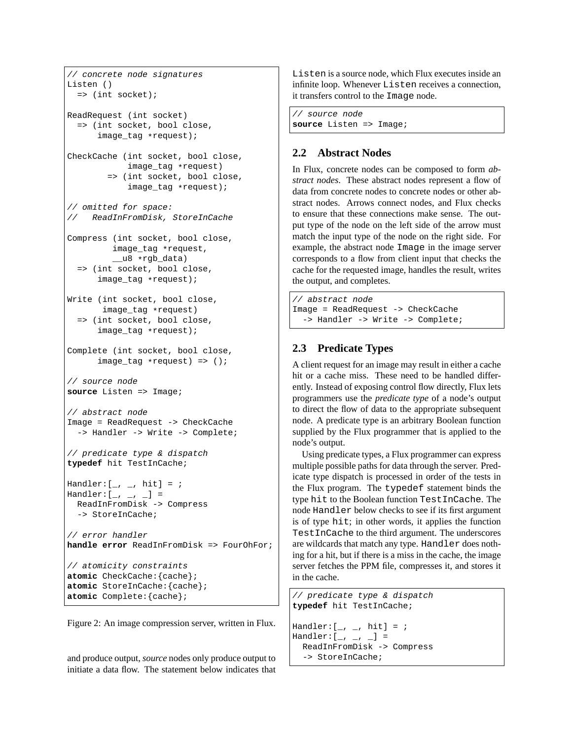```
// concrete node signatures
Listen ()
  => (int socket);

ReadRequest (int socket)
  => (int socket, bool close,
      image_tag *request);

CheckCache (int socket, bool close,
            image_tag *request)
        => (int socket, bool close,
            image_tag *request);

// omitted for space:
//   ReadInFromDisk, StoreInCache

Compress (int socket, bool close,
          image_tag *request,
          __u8 *rgb_data)
  => (int socket, bool close,
      image_tag *request);

Write (int socket, bool close,
       image_tag *request)
  => (int socket, bool close,
      image_tag *request);

Complete (int socket, bool close,
      image_tag *request) => ();

// source node
source Listen => Image;

// abstract node
Image = ReadRequest -> CheckCache
  -> Handler -> Write -> Complete;

// predicate type & dispatch
typedef hit TestInCache;

Handler:[_, _, hit] = ;
Handler:[_, _, _] =
  ReadInFromDisk -> Compress
  -> StoreInCache;

// error handler
handle error ReadInFromDisk => FourOhFor;

// atomicity constraints
atomic CheckCache:{cache};
atomic StoreInCache:{cache};
atomic Complete:{cache};
```

Figure 2: An image compression server, written in Flux.

and produce output, *source* nodes only produce output to initiate a data flow. The statement below indicates that `Listen` is a source node, which Flux executes inside an infinite loop. Whenever `Listen` receives a connection, it transfers control to the `Image` node.

```
// source node
source Listen => Image;
```

## 2.2 Abstract Nodes

In Flux, concrete nodes can be composed to form *abstract nodes*. These abstract nodes represent a flow of data from concrete nodes to concrete nodes or other abstract nodes. Arrows connect nodes, and Flux checks to ensure that these connections make sense. The output type of the node on the left side of the arrow must match the input type of the node on the right side. For example, the abstract node `Image` in the image server corresponds to a flow from client input that checks the cache for the requested image, handles the result, writes the output, and completes.

```
// abstract node
Image = ReadRequest -> CheckCache
  -> Handler -> Write -> Complete;
```

## 2.3 Predicate Types

A client request for an image may result in either a cache hit or a cache miss. These need to be handled differently. Instead of exposing control flow directly, Flux lets programmers use the *predicate type* of a node's output to direct the flow of data to the appropriate subsequent node. A predicate type is an arbitrary Boolean function supplied by the Flux programmer that is applied to the node's output.

Using predicate types, a Flux programmer can express multiple possible paths for data through the server. Predicate type dispatch is processed in order of the tests in the Flux program. The `typedef` statement binds the type `hit` to the Boolean function `TestInCache`. The node `Handler` below checks to see if its first argument is of type `hit`; in other words, it applies the function `TestInCache` to the third argument. The underscores are wildcards that match any type. `Handler` does nothing for a hit, but if there is a miss in the cache, the image server fetches the PPM file, compresses it, and stores it in the cache.

```
// predicate type & dispatch
typedef hit TestInCache;

Handler:[_, _, hit] = ;
Handler:[_, _, _] =
  ReadInFromDisk -> Compress
  -> StoreInCache;
```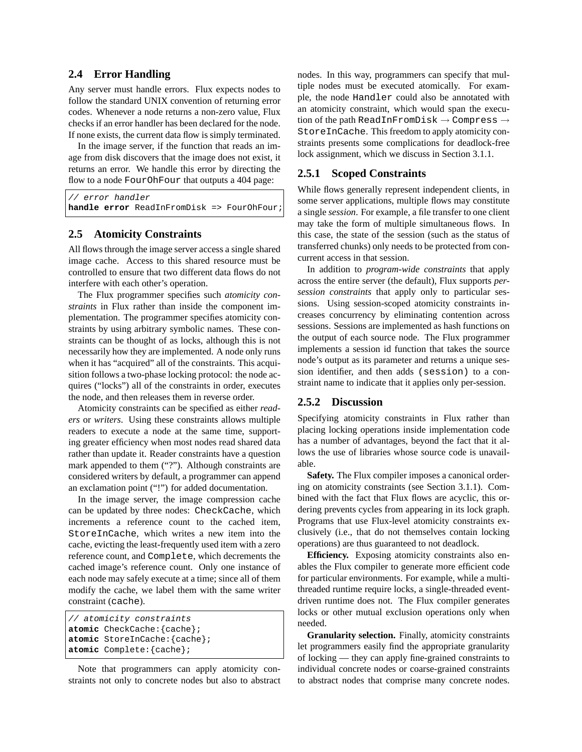### 2.4 Error Handling

Any server must handle errors. Flux expects nodes to follow the standard UNIX convention of returning error codes. Whenever a node returns a non-zero value, Flux checks if an error handler has been declared for the node. If none exists, the current data flow is simply terminated.

In the image server, if the function that reads an image from disk discovers that the image does not exist, it returns an error. We handle this error by directing the flow to a node `FourOhFour` that outputs a 404 page:

```
// error handler
handle error ReadInFromDisk => FourOhFour;
```

### 2.5 Atomicity Constraints

All flows through the image server access a single shared image cache. Access to this shared resource must be controlled to ensure that two different data flows do not interfere with each other's operation.

The Flux programmer specifies such *atomicity constraints* in Flux rather than inside the component implementation. The programmer specifies atomicity constraints by using arbitrary symbolic names. These constraints can be thought of as locks, although this is not necessarily how they are implemented. A node only runs when it has "acquired" all of the constraints. This acquisition follows a two-phase locking protocol: the node acquires ("locks") all of the constraints in order, executes the node, and then releases them in reverse order.

Atomicity constraints can be specified as either *readers* or *writers*. Using these constraints allows multiple readers to execute a node at the same time, supporting greater efficiency when most nodes read shared data rather than update it. Reader constraints have a question mark appended to them ("?"). Although constraints are considered writers by default, a programmer can append an exclamation point ("!") for added documentation.

In the image server, the image compression cache can be updated by three nodes: `CheckCache`, which increments a reference count to the cached item, `StoreInCache`, which writes a new item into the cache, evicting the least-frequently used item with a zero reference count, and `Complete`, which decrements the cached image's reference count. Only one instance of each node may safely execute at a time; since all of them modify the cache, we label them with the same writer constraint (`cache`).

```
// atomicity constraints
atomic CheckCache:{cache};
atomic StoreInCache:{cache};
atomic Complete:{cache};
```

Note that programmers can apply atomicity constraints not only to concrete nodes but also to abstract nodes. In this way, programmers can specify that multiple nodes must be executed atomically. For example, the node `Handler` could also be annotated with an atomicity constraint, which would span the execution of the path `ReadInFromDisk` → `Compress` → `StoreInCache`. This freedom to apply atomicity constraints presents some complications for deadlock-free lock assignment, which we discuss in Section 3.1.1.

#### 2.5.1 Scoped Constraints

While flows generally represent independent clients, in some server applications, multiple flows may constitute a single *session*. For example, a file transfer to one client may take the form of multiple simultaneous flows. In this case, the state of the session (such as the status of transferred chunks) only needs to be protected from concurrent access in that session.

In addition to *program-wide constraints* that apply across the entire server (the default), Flux supports *per-session constraints* that apply only to particular sessions. Using session-scoped atomicity constraints increases concurrency by eliminating contention across sessions. Sessions are implemented as hash functions on the output of each source node. The Flux programmer implements a session id function that takes the source node's output as its parameter and returns a unique session identifier, and then adds `(session)` to a constraint name to indicate that it applies only per-session.

#### 2.5.2 Discussion

Specifying atomicity constraints in Flux rather than placing locking operations inside implementation code has a number of advantages, beyond the fact that it allows the use of libraries whose source code is unavailable.

**Safety.** The Flux compiler imposes a canonical ordering on atomicity constraints (see Section 3.1.1). Combined with the fact that Flux flows are acyclic, this ordering prevents cycles from appearing in its lock graph. Programs that use Flux-level atomicity constraints exclusively (i.e., that do not themselves contain locking operations) are thus guaranteed to not deadlock.

**Efficiency.** Exposing atomicity constraints also enables the Flux compiler to generate more efficient code for particular environments. For example, while a multithreaded runtime require locks, a single-threaded event-driven runtime does not. The Flux compiler generates locks or other mutual exclusion operations only when needed.

**Granularity selection.** Finally, atomicity constraints let programmers easily find the appropriate granularity of locking — they can apply fine-grained constraints to individual concrete nodes or coarse-grained constraints to abstract nodes that comprise many concrete nodes.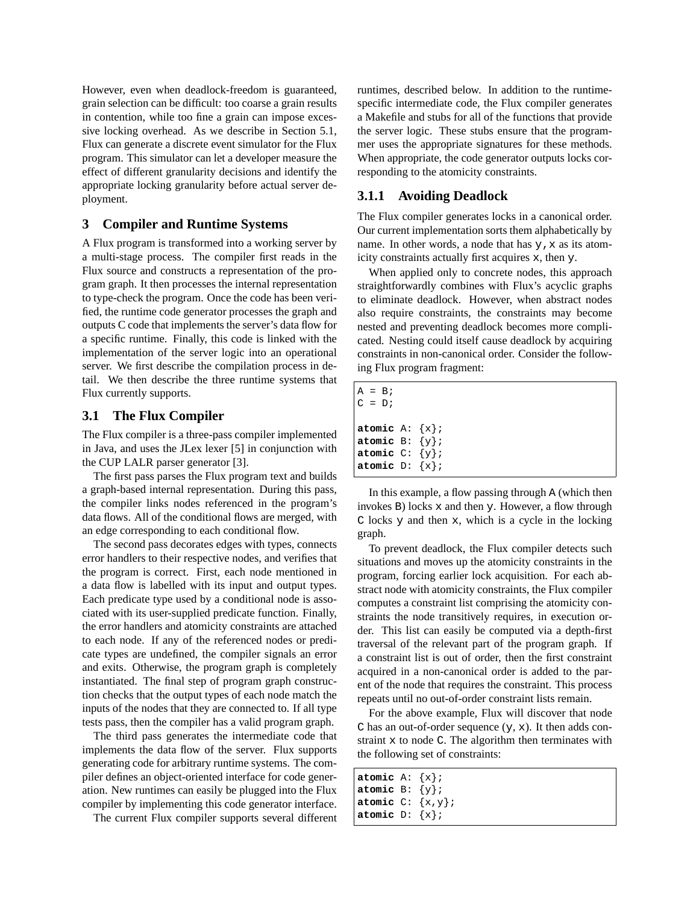However, even when deadlock-freedom is guaranteed, grain selection can be difficult: too coarse a grain results in contention, while too fine a grain can impose excessive locking overhead. As we describe in Section 5.1, Flux can generate a discrete event simulator for the Flux program. This simulator can let a developer measure the effect of different granularity decisions and identify the appropriate locking granularity before actual server deployment.

## 3 Compiler and Runtime Systems

A Flux program is transformed into a working server by a multi-stage process. The compiler first reads in the Flux source and constructs a representation of the program graph. It then processes the internal representation to type-check the program. Once the code has been verified, the runtime code generator processes the graph and outputs C code that implements the server's data flow for a specific runtime. Finally, this code is linked with the implementation of the server logic into an operational server. We first describe the compilation process in detail. We then describe the three runtime systems that Flux currently supports.

### 3.1 The Flux Compiler

The Flux compiler is a three-pass compiler implemented in Java, and uses the JLex lexer [5] in conjunction with the CUP LALR parser generator [3].

The first pass parses the Flux program text and builds a graph-based internal representation. During this pass, the compiler links nodes referenced in the program's data flows. All of the conditional flows are merged, with an edge corresponding to each conditional flow.

The second pass decorates edges with types, connects error handlers to their respective nodes, and verifies that the program is correct. First, each node mentioned in a data flow is labelled with its input and output types. Each predicate type used by a conditional node is associated with its user-supplied predicate function. Finally, the error handlers and atomicity constraints are attached to each node. If any of the referenced nodes or predicate types are undefined, the compiler signals an error and exits. Otherwise, the program graph is completely instantiated. The final step of program graph construction checks that the output types of each node match the inputs of the nodes that they are connected to. If all type tests pass, then the compiler has a valid program graph.

The third pass generates the intermediate code that implements the data flow of the server. Flux supports generating code for arbitrary runtime systems. The compiler defines an object-oriented interface for code generation. New runtimes can easily be plugged into the Flux compiler by implementing this code generator interface.

The current Flux compiler supports several different runtimes, described below. In addition to the runtime-specific intermediate code, the Flux compiler generates a Makefile and stubs for all of the functions that provide the server logic. These stubs ensure that the programmer uses the appropriate signatures for these methods. When appropriate, the code generator outputs locks corresponding to the atomicity constraints.

#### 3.1.1 Avoiding Deadlock

The Flux compiler generates locks in a canonical order. Our current implementation sorts them alphabetically by name. In other words, a node that has `y,x` as its atomicity constraints actually first acquires `x`, then `y`.

When applied only to concrete nodes, this approach straightforwardly combines with Flux's acyclic graphs to eliminate deadlock. However, when abstract nodes also require constraints, the constraints may become nested and preventing deadlock becomes more complicated. Nesting could itself cause deadlock by acquiring constraints in non-canonical order. Consider the following Flux program fragment:

```
A = B;
C = D;

atomic A: {x};
atomic B: {y};
atomic C: {y};
atomic D: {x};
```

In this example, a flow passing through `A` (which then invokes `B`) locks `x` and then `y`. However, a flow through `C` locks `y` and then `x`, which is a cycle in the locking graph.

To prevent deadlock, the Flux compiler detects such situations and moves up the atomicity constraints in the program, forcing earlier lock acquisition. For each abstract node with atomicity constraints, the Flux compiler computes a constraint list comprising the atomicity constraints the node transitively requires, in execution order. This list can easily be computed via a depth-first traversal of the relevant part of the program graph. If a constraint list is out of order, then the first constraint acquired in a non-canonical order is added to the parent of the node that requires the constraint. This process repeats until no out-of-order constraint lists remain.

For the above example, Flux will discover that node `C` has an out-of-order sequence (`y`, `x`). It then adds constraint `x` to node `C`. The algorithm then terminates with the following set of constraints:

```
atomic A: {x};
atomic B: {y};
atomic C: {x,y};
atomic D: {x};
```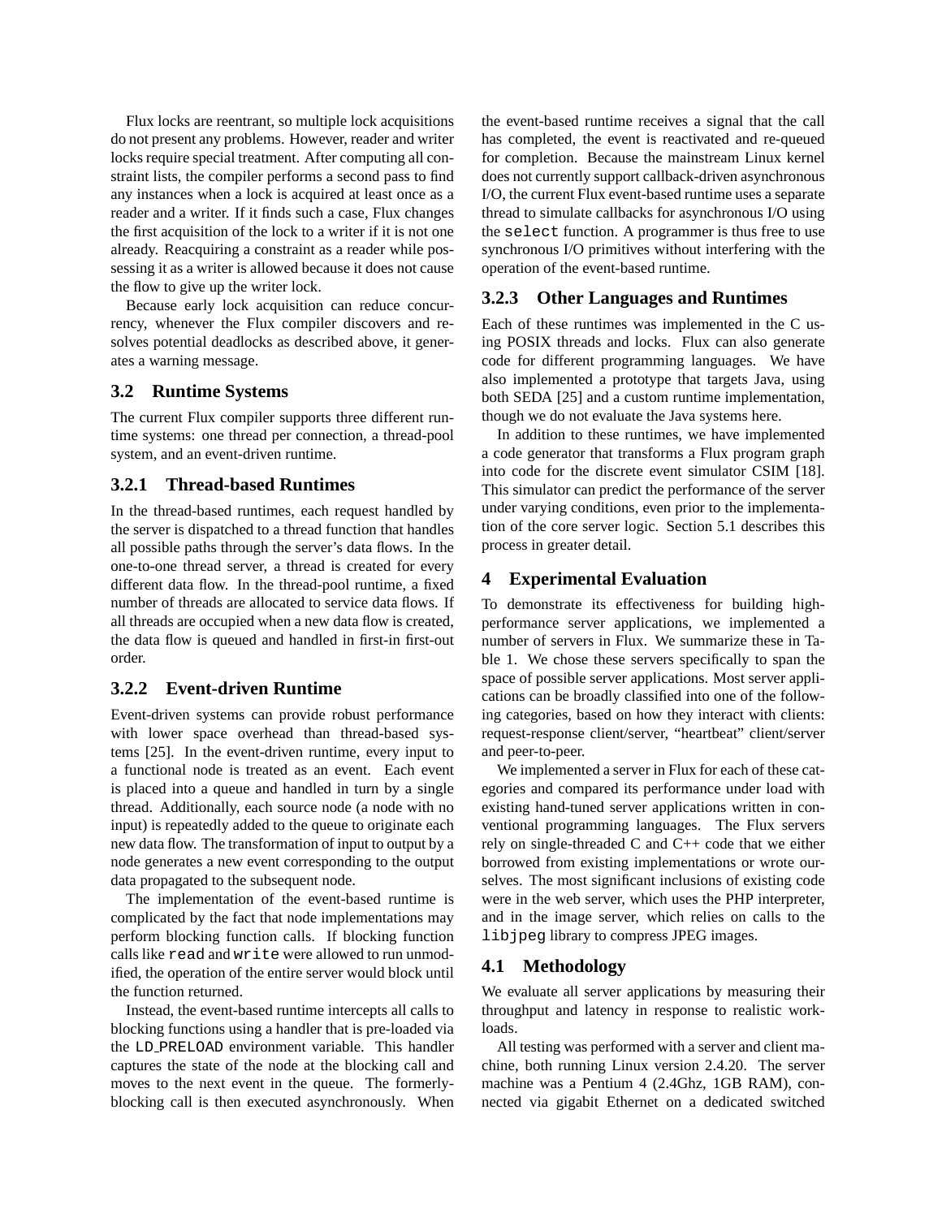Flux locks are reentrant, so multiple lock acquisitions do not present any problems. However, reader and writer locks require special treatment. After computing all constraint lists, the compiler performs a second pass to find any instances when a lock is acquired at least once as a reader and a writer. If it finds such a case, Flux changes the first acquisition of the lock to a writer if it is not one already. Reacquiring a constraint as a reader while possessing it as a writer is allowed because it does not cause the flow to give up the writer lock.

Because early lock acquisition can reduce concurrency, whenever the Flux compiler discovers and resolves potential deadlocks as described above, it generates a warning message.

## 3.2 Runtime Systems

The current Flux compiler supports three different runtime systems: one thread per connection, a thread-pool system, and an event-driven runtime.

### 3.2.1 Thread-based Runtimes

In the thread-based runtimes, each request handled by the server is dispatched to a thread function that handles all possible paths through the server's data flows. In the one-to-one thread server, a thread is created for every different data flow. In the thread-pool runtime, a fixed number of threads are allocated to service data flows. If all threads are occupied when a new data flow is created, the data flow is queued and handled in first-in first-out order.

### 3.2.2 Event-driven Runtime

Event-driven systems can provide robust performance with lower space overhead than thread-based systems [25]. In the event-driven runtime, every input to a functional node is treated as an event. Each event is placed into a queue and handled in turn by a single thread. Additionally, each source node (a node with no input) is repeatedly added to the queue to originate each new data flow. The transformation of input to output by a node generates a new event corresponding to the output data propagated to the subsequent node.

The implementation of the event-based runtime is complicated by the fact that node implementations may perform blocking function calls. If blocking function calls like `read` and `write` were allowed to run unmodified, the operation of the entire server would block until the function returned.

Instead, the event-based runtime intercepts all calls to blocking functions using a handler that is pre-loaded via the `LD_PRELOAD` environment variable. This handler captures the state of the node at the blocking call and moves to the next event in the queue. The formerly-blocking call is then executed asynchronously. When the event-based runtime receives a signal that the call has completed, the event is reactivated and re-queued for completion. Because the mainstream Linux kernel does not currently support callback-driven asynchronous I/O, the current Flux event-based runtime uses a separate thread to simulate callbacks for asynchronous I/O using the `select` function. A programmer is thus free to use synchronous I/O primitives without interfering with the operation of the event-based runtime.

### 3.2.3 Other Languages and Runtimes

Each of these runtimes was implemented in the C using POSIX threads and locks. Flux can also generate code for different programming languages. We have also implemented a prototype that targets Java, using both SEDA [25] and a custom runtime implementation, though we do not evaluate the Java systems here.

In addition to these runtimes, we have implemented a code generator that transforms a Flux program graph into code for the discrete event simulator CSIM [18]. This simulator can predict the performance of the server under varying conditions, even prior to the implementation of the core server logic. Section 5.1 describes this process in greater detail.

## 4 Experimental Evaluation

To demonstrate its effectiveness for building high-performance server applications, we implemented a number of servers in Flux. We summarize these in Table 1. We chose these servers specifically to span the space of possible server applications. Most server applications can be broadly classified into one of the following categories, based on how they interact with clients: request-response client/server, "heartbeat" client/server and peer-to-peer.

We implemented a server in Flux for each of these categories and compared its performance under load with existing hand-tuned server applications written in conventional programming languages. The Flux servers rely on single-threaded C and C++ code that we either borrowed from existing implementations or wrote ourselves. The most significant inclusions of existing code were in the web server, which uses the PHP interpreter, and in the image server, which relies on calls to the `libjpeg` library to compress JPEG images.

## 4.1 Methodology

We evaluate all server applications by measuring their throughput and latency in response to realistic workloads.

All testing was performed with a server and client machine, both running Linux version 2.4.20. The server machine was a Pentium 4 (2.4Ghz, 1GB RAM), connected via gigabit Ethernet on a dedicated switched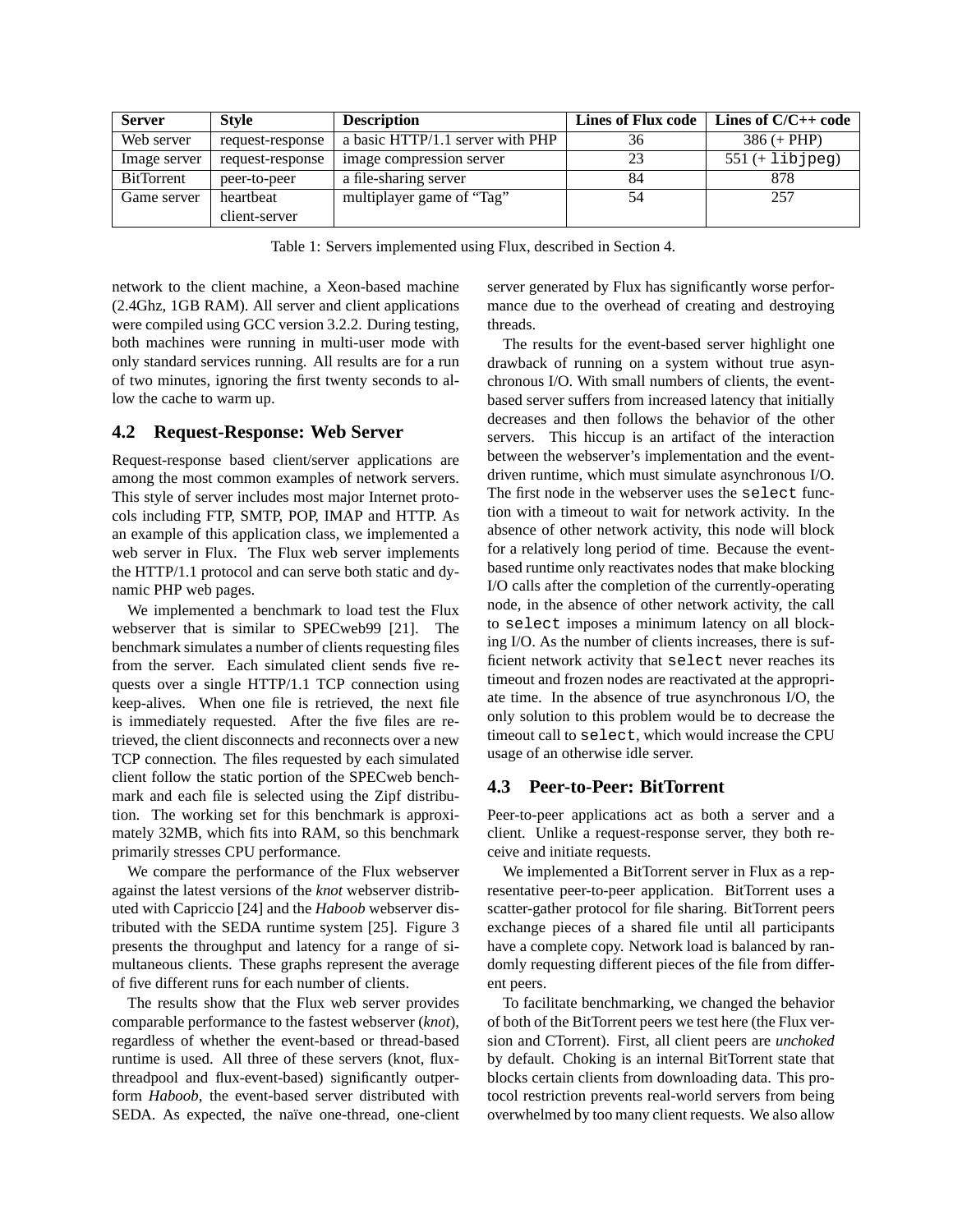| Server | Style | Description | Lines of Flux code | Lines of C/C++ code |
|---|---|---|---|---|
| Web server | request-response | a basic HTTP/1.1 server with PHP | 36 | 386 (+ PHP) |
| Image server | request-response | image compression server | 23 | 551 (+ `libjpeg`) |
| BitTorrent | peer-to-peer | a file-sharing server | 84 | 878 |
| Game server | heartbeat client-server | multiplayer game of "Tag" | 54 | 257 |

Table 1: Servers implemented using Flux, described in Section 4.

network to the client machine, a Xeon-based machine (2.4Ghz, 1GB RAM). All server and client applications were compiled using GCC version 3.2.2. During testing, both machines were running in multi-user mode with only standard services running. All results are for a run of two minutes, ignoring the first twenty seconds to allow the cache to warm up.

## 4.2 Request-Response: Web Server

Request-response based client/server applications are among the most common examples of network servers. This style of server includes most major Internet protocols including FTP, SMTP, POP, IMAP and HTTP. As an example of this application class, we implemented a web server in Flux. The Flux web server implements the HTTP/1.1 protocol and can serve both static and dynamic PHP web pages.

We implemented a benchmark to load test the Flux webserver that is similar to SPECweb99 [21]. The benchmark simulates a number of clients requesting files from the server. Each simulated client sends five requests over a single HTTP/1.1 TCP connection using keep-alives. When one file is retrieved, the next file is immediately requested. After the five files are retrieved, the client disconnects and reconnects over a new TCP connection. The files requested by each simulated client follow the static portion of the SPECweb benchmark and each file is selected using the Zipf distribution. The working set for this benchmark is approximately 32MB, which fits into RAM, so this benchmark primarily stresses CPU performance.

We compare the performance of the Flux webserver against the latest versions of the *knot* webserver distributed with Capriccio [24] and the *Haboob* webserver distributed with the SEDA runtime system [25]. Figure 3 presents the throughput and latency for a range of simultaneous clients. These graphs represent the average of five different runs for each number of clients.

The results show that the Flux web server provides comparable performance to the fastest webserver (*knot*), regardless of whether the event-based or thread-based runtime is used. All three of these servers (knot, flux-threadpool and flux-event-based) significantly outperform *Haboob*, the event-based server distributed with SEDA. As expected, the naïve one-thread, one-client server generated by Flux has significantly worse performance due to the overhead of creating and destroying threads.

The results for the event-based server highlight one drawback of running on a system without true asynchronous I/O. With small numbers of clients, the event-based server suffers from increased latency that initially decreases and then follows the behavior of the other servers. This hiccup is an artifact of the interaction between the webserver's implementation and the event-driven runtime, which must simulate asynchronous I/O. The first node in the webserver uses the `select` function with a timeout to wait for network activity. In the absence of other network activity, this node will block for a relatively long period of time. Because the event-based runtime only reactivates nodes that make blocking I/O calls after the completion of the currently-operating node, in the absence of other network activity, the call to `select` imposes a minimum latency on all blocking I/O. As the number of clients increases, there is sufficient network activity that `select` never reaches its timeout and frozen nodes are reactivated at the appropriate time. In the absence of true asynchronous I/O, the only solution to this problem would be to decrease the timeout call to `select`, which would increase the CPU usage of an otherwise idle server.

## 4.3 Peer-to-Peer: BitTorrent

Peer-to-peer applications act as both a server and a client. Unlike a request-response server, they both receive and initiate requests.

We implemented a BitTorrent server in Flux as a representative peer-to-peer application. BitTorrent uses a scatter-gather protocol for file sharing. BitTorrent peers exchange pieces of a shared file until all participants have a complete copy. Network load is balanced by randomly requesting different pieces of the file from different peers.

To facilitate benchmarking, we changed the behavior of both of the BitTorrent peers we test here (the Flux version and CTorrent). First, all client peers are *unchoked* by default. Choking is an internal BitTorrent state that blocks certain clients from downloading data. This protocol restriction prevents real-world servers from being overwhelmed by too many client requests. We also allow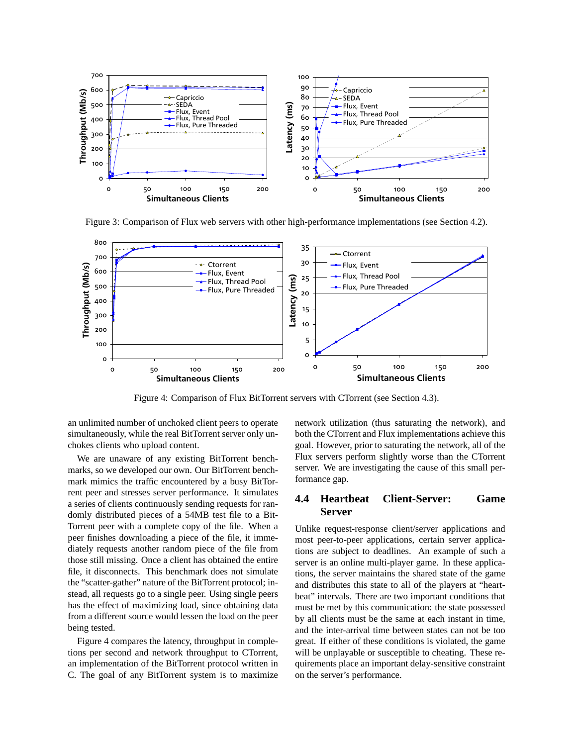Figure 3: Comparison of Flux web servers with other high-performance implementations (see Section 4.2).

Figure 4: Comparison of Flux BitTorrent servers with CTorrent (see Section 4.3).

an unlimited number of unchoked client peers to operate simultaneously, while the real BitTorrent server only unchokes clients who upload content.

We are unaware of any existing BitTorrent benchmarks, so we developed our own. Our BitTorrent benchmark mimics the traffic encountered by a busy BitTorrent peer and stresses server performance. It simulates a series of clients continuously sending requests for randomly distributed pieces of a 54MB test file to a BitTorrent peer with a complete copy of the file. When a peer finishes downloading a piece of the file, it immediately requests another random piece of the file from those still missing. Once a client has obtained the entire file, it disconnects. This benchmark does not simulate the "scatter-gather" nature of the BitTorrent protocol; instead, all requests go to a single peer. Using single peers has the effect of maximizing load, since obtaining data from a different source would lessen the load on the peer being tested.

Figure 4 compares the latency, throughput in completions per second and network throughput to CTorrent, an implementation of the BitTorrent protocol written in C. The goal of any BitTorrent system is to maximize network utilization (thus saturating the network), and both the CTorrent and Flux implementations achieve this goal. However, prior to saturating the network, all of the Flux servers perform slightly worse than the CTorrent server. We are investigating the cause of this small performance gap.

## 4.4 Heartbeat Client-Server: Game Server

Unlike request-response client/server applications and most peer-to-peer applications, certain server applications are subject to deadlines. An example of such a server is an online multi-player game. In these applications, the server maintains the shared state of the game and distributes this state to all of the players at "heartbeat" intervals. There are two important conditions that must be met by this communication: the state possessed by all clients must be the same at each instant in time, and the inter-arrival time between states can not be too great. If either of these conditions is violated, the game will be unplayable or susceptible to cheating. These requirements place an important delay-sensitive constraint on the server's performance.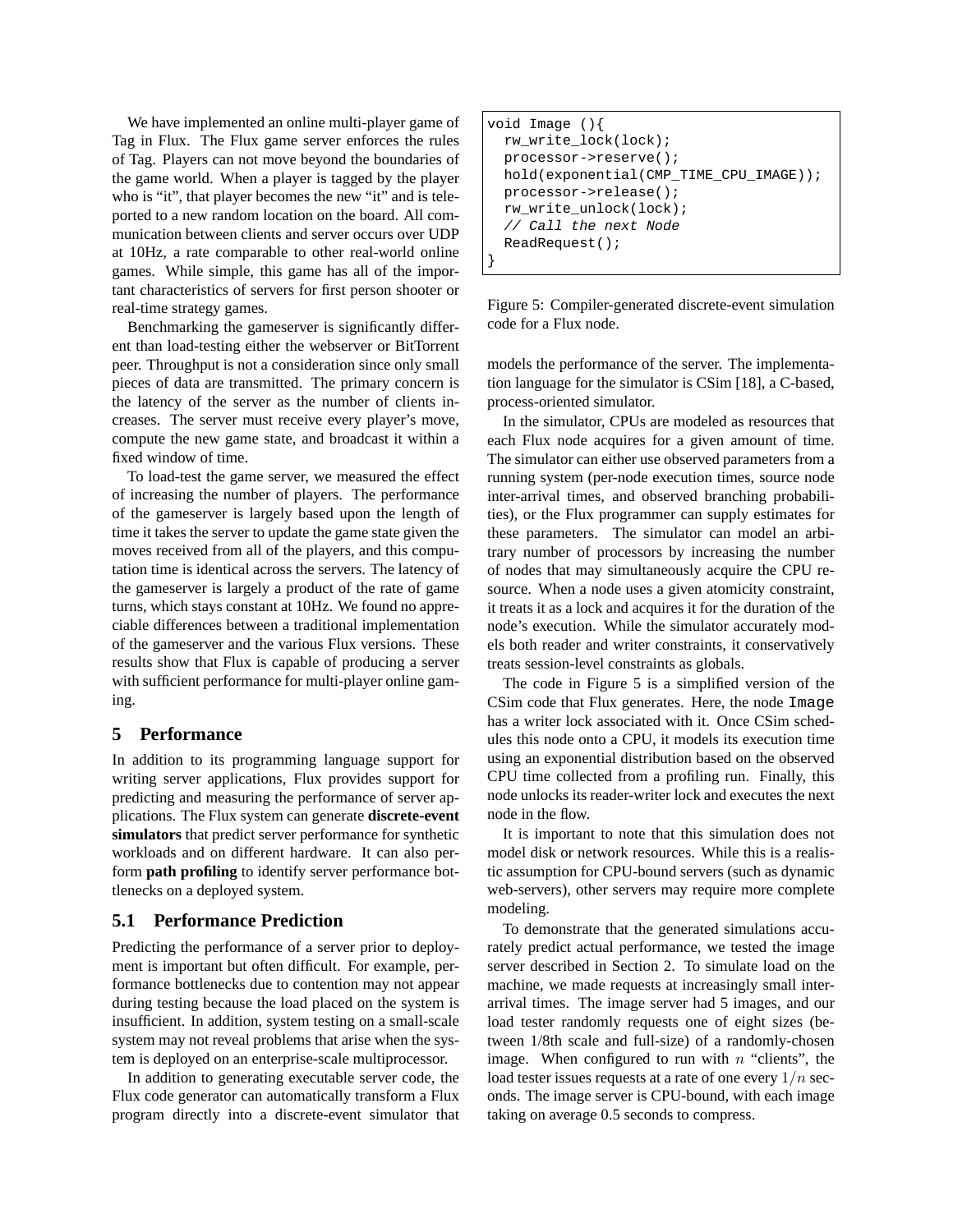We have implemented an online multi-player game of Tag in Flux. The Flux game server enforces the rules of Tag. Players can not move beyond the boundaries of the game world. When a player is tagged by the player who is "it", that player becomes the new "it" and is teleported to a new random location on the board. All communication between clients and server occurs over UDP at 10Hz, a rate comparable to other real-world online games. While simple, this game has all of the important characteristics of servers for first person shooter or real-time strategy games.

Benchmarking the gameserver is significantly different than load-testing either the webserver or BitTorrent peer. Throughput is not a consideration since only small pieces of data are transmitted. The primary concern is the latency of the server as the number of clients increases. The server must receive every player's move, compute the new game state, and broadcast it within a fixed window of time.

To load-test the game server, we measured the effect of increasing the number of players. The performance of the gameserver is largely based upon the length of time it takes the server to update the game state given the moves received from all of the players, and this computation time is identical across the servers. The latency of the gameserver is largely a product of the rate of game turns, which stays constant at 10Hz. We found no appreciable differences between a traditional implementation of the gameserver and the various Flux versions. These results show that Flux is capable of producing a server with sufficient performance for multi-player online gaming.

## 5 Performance

In addition to its programming language support for writing server applications, Flux provides support for predicting and measuring the performance of server applications. The Flux system can generate **discrete-event simulators** that predict server performance for synthetic workloads and on different hardware. It can also perform **path profiling** to identify server performance bottlenecks on a deployed system.

### 5.1 Performance Prediction

Predicting the performance of a server prior to deployment is important but often difficult. For example, performance bottlenecks due to contention may not appear during testing because the load placed on the system is insufficient. In addition, system testing on a small-scale system may not reveal problems that arise when the system is deployed on an enterprise-scale multiprocessor.

In addition to generating executable server code, the Flux code generator can automatically transform a Flux program directly into a discrete-event simulator that models the performance of the server. The implementation language for the simulator is CSim [18], a C-based, process-oriented simulator.

```
void Image (){
  rw_write_lock(lock);
  processor->reserve();
  hold(exponential(CMP_TIME_CPU_IMAGE));
  processor->release();
  rw_write_unlock(lock);
  // Call the next Node
  ReadRequest();
}
```

Figure 5: Compiler-generated discrete-event simulation code for a Flux node.

In the simulator, CPUs are modeled as resources that each Flux node acquires for a given amount of time. The simulator can either use observed parameters from a running system (per-node execution times, source node inter-arrival times, and observed branching probabilities), or the Flux programmer can supply estimates for these parameters. The simulator can model an arbitrary number of processors by increasing the number of nodes that may simultaneously acquire the CPU resource. When a node uses a given atomicity constraint, it treats it as a lock and acquires it for the duration of the node's execution. While the simulator accurately models both reader and writer constraints, it conservatively treats session-level constraints as globals.

The code in Figure 5 is a simplified version of the CSim code that Flux generates. Here, the node `Image` has a writer lock associated with it. Once CSim schedules this node onto a CPU, it models its execution time using an exponential distribution based on the observed CPU time collected from a profiling run. Finally, this node unlocks its reader-writer lock and executes the next node in the flow.

It is important to note that this simulation does not model disk or network resources. While this is a realistic assumption for CPU-bound servers (such as dynamic web-servers), other servers may require more complete modeling.

To demonstrate that the generated simulations accurately predict actual performance, we tested the image server described in Section 2. To simulate load on the machine, we made requests at increasingly small inter-arrival times. The image server had 5 images, and our load tester randomly requests one of eight sizes (between 1/8th scale and full-size) of a randomly-chosen image. When configured to run with $n$ "clients", the load tester issues requests at a rate of one every $1/n$ seconds. The image server is CPU-bound, with each image taking on average 0.5 seconds to compress.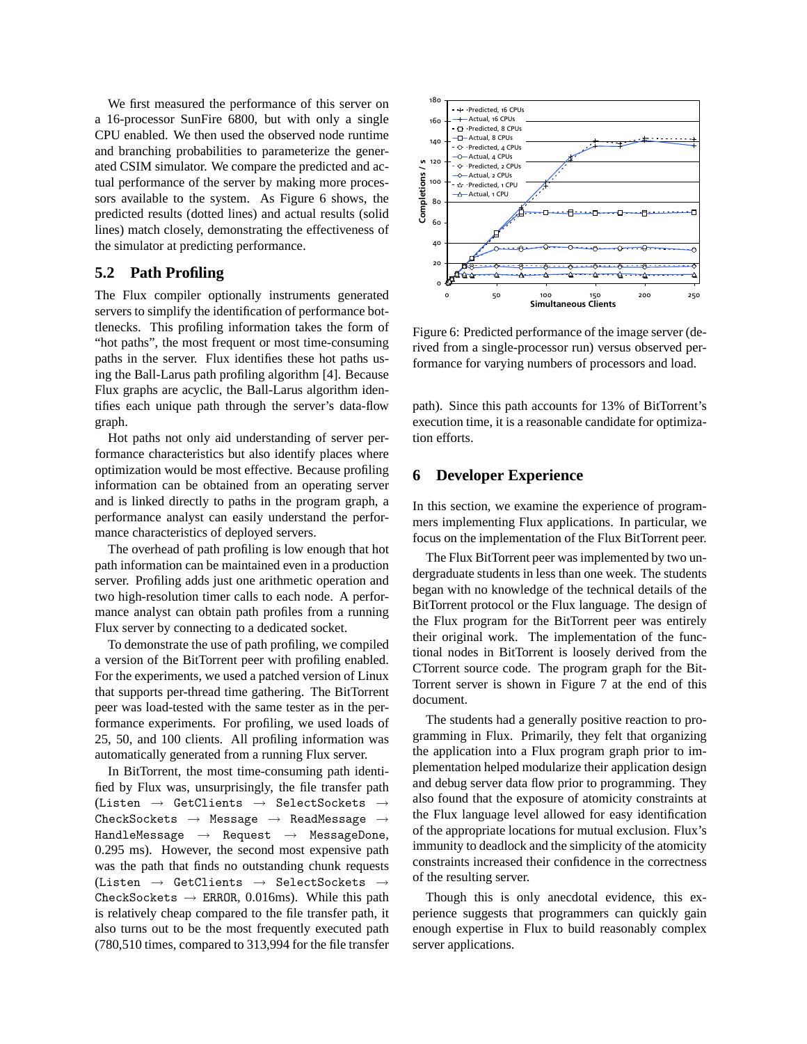We first measured the performance of this server on a 16-processor SunFire 6800, but with only a single CPU enabled. We then used the observed node runtime and branching probabilities to parameterize the generated CSIM simulator. We compare the predicted and actual performance of the server by making more processors available to the system. As Figure 6 shows, the predicted results (dotted lines) and actual results (solid lines) match closely, demonstrating the effectiveness of the simulator at predicting performance.

## 5.2 Path Profiling

The Flux compiler optionally instruments generated servers to simplify the identification of performance bottlenecks. This profiling information takes the form of "hot paths", the most frequent or most time-consuming paths in the server. Flux identifies these hot paths using the Ball-Larus path profiling algorithm [4]. Because Flux graphs are acyclic, the Ball-Larus algorithm identifies each unique path through the server's data-flow graph.

Hot paths not only aid understanding of server performance characteristics but also identify places where optimization would be most effective. Because profiling information can be obtained from an operating server and is linked directly to paths in the program graph, a performance analyst can easily understand the performance characteristics of deployed servers.

The overhead of path profiling is low enough that hot path information can be maintained even in a production server. Profiling adds just one arithmetic operation and two high-resolution timer calls to each node. A performance analyst can obtain path profiles from a running Flux server by connecting to a dedicated socket.

To demonstrate the use of path profiling, we compiled a version of the BitTorrent peer with profiling enabled. For the experiments, we used a patched version of Linux that supports per-thread time gathering. The BitTorrent peer was load-tested with the same tester as in the performance experiments. For profiling, we used loads of 25, 50, and 100 clients. All profiling information was automatically generated from a running Flux server.

In BitTorrent, the most time-consuming path identified by Flux was, unsurprisingly, the file transfer path (`Listen` → `GetClients` → `SelectSockets` → `CheckSockets` → `Message` → `ReadMessage` → `HandleMessage` → `Request` → `MessageDone`, 0.295 ms). However, the second most expensive path was the path that finds no outstanding chunk requests (`Listen` → `GetClients` → `SelectSockets` → `CheckSockets` → `ERROR`, 0.016ms). While this path is relatively cheap compared to the file transfer path, it also turns out to be the most frequently executed path (780,510 times, compared to 313,994 for the file transfer path). Since this path accounts for 13% of BitTorrent's execution time, it is a reasonable candidate for optimization efforts.

Figure 6: Predicted performance of the image server (derived from a single-processor run) versus observed performance for varying numbers of processors and load.

# 6 Developer Experience

In this section, we examine the experience of programmers implementing Flux applications. In particular, we focus on the implementation of the Flux BitTorrent peer.

The Flux BitTorrent peer was implemented by two undergraduate students in less than one week. The students began with no knowledge of the technical details of the BitTorrent protocol or the Flux language. The design of the Flux program for the BitTorrent peer was entirely their original work. The implementation of the functional nodes in BitTorrent is loosely derived from the CTorrent source code. The program graph for the BitTorrent server is shown in Figure 7 at the end of this document.

The students had a generally positive reaction to programming in Flux. Primarily, they felt that organizing the application into a Flux program graph prior to implementation helped modularize their application design and debug server data flow prior to programming. They also found that the exposure of atomicity constraints at the Flux language level allowed for easy identification of the appropriate locations for mutual exclusion. Flux's immunity to deadlock and the simplicity of the atomicity constraints increased their confidence in the correctness of the resulting server.

Though this is only anecdotal evidence, this experience suggests that programmers can quickly gain enough expertise in Flux to build reasonably complex server applications.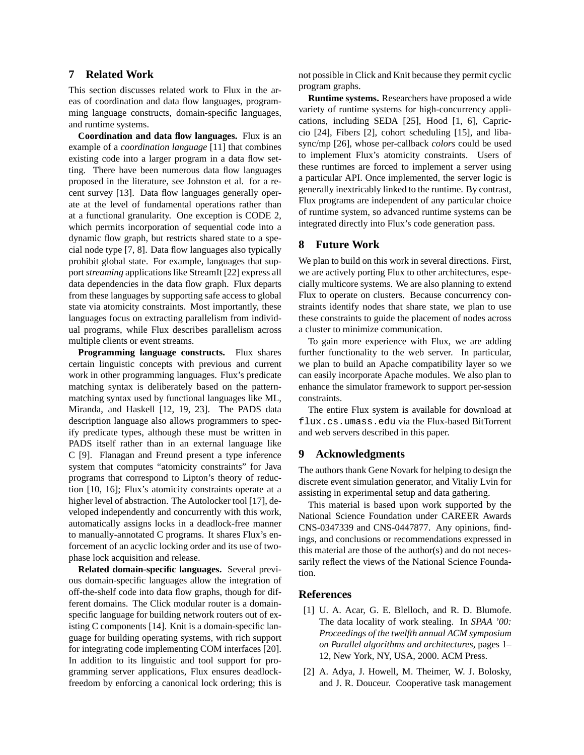## 7 Related Work

This section discusses related work to Flux in the areas of coordination and data flow languages, programming language constructs, domain-specific languages, and runtime systems.

**Coordination and data flow languages.** Flux is an example of a *coordination language* [11] that combines existing code into a larger program in a data flow setting. There have been numerous data flow languages proposed in the literature, see Johnston et al. for a recent survey [13]. Data flow languages generally operate at the level of fundamental operations rather than at a functional granularity. One exception is CODE 2, which permits incorporation of sequential code into a dynamic flow graph, but restricts shared state to a special node type [7, 8]. Data flow languages also typically prohibit global state. For example, languages that support *streaming* applications like StreamIt [22] express all data dependencies in the data flow graph. Flux departs from these languages by supporting safe access to global state via atomicity constraints. Most importantly, these languages focus on extracting parallelism from individual programs, while Flux describes parallelism across multiple clients or event streams.

**Programming language constructs.** Flux shares certain linguistic concepts with previous and current work in other programming languages. Flux's predicate matching syntax is deliberately based on the pattern-matching syntax used by functional languages like ML, Miranda, and Haskell [12, 19, 23]. The PADS data description language also allows programmers to specify predicate types, although these must be written in PADS itself rather than in an external language like C [9]. Flanagan and Freund present a type inference system that computes "atomicity constraints" for Java programs that correspond to Lipton's theory of reduction [10, 16]; Flux's atomicity constraints operate at a higher level of abstraction. The Autolocker tool [17], developed independently and concurrently with this work, automatically assigns locks in a deadlock-free manner to manually-annotated C programs. It shares Flux's enforcement of an acyclic locking order and its use of two-phase lock acquisition and release.

**Related domain-specific languages.** Several previous domain-specific languages allow the integration of off-the-shelf code into data flow graphs, though for different domains. The Click modular router is a domain-specific language for building network routers out of existing C components [14]. Knit is a domain-specific language for building operating systems, with rich support for integrating code implementing COM interfaces [20]. In addition to its linguistic and tool support for programming server applications, Flux ensures deadlock-freedom by enforcing a canonical lock ordering; this is not possible in Click and Knit because they permit cyclic program graphs.

**Runtime systems.** Researchers have proposed a wide variety of runtime systems for high-concurrency applications, including SEDA [25], Hood [1, 6], Capriccio [24], Fibers [2], cohort scheduling [15], and libasync/mp [26], whose per-callback *colors* could be used to implement Flux's atomicity constraints. Users of these runtimes are forced to implement a server using a particular API. Once implemented, the server logic is generally inextricably linked to the runtime. By contrast, Flux programs are independent of any particular choice of runtime system, so advanced runtime systems can be integrated directly into Flux's code generation pass.

## 8 Future Work

We plan to build on this work in several directions. First, we are actively porting Flux to other architectures, especially multicore systems. We are also planning to extend Flux to operate on clusters. Because concurrency constraints identify nodes that share state, we plan to use these constraints to guide the placement of nodes across a cluster to minimize communication.

To gain more experience with Flux, we are adding further functionality to the web server. In particular, we plan to build an Apache compatibility layer so we can easily incorporate Apache modules. We also plan to enhance the simulator framework to support per-session constraints.

The entire Flux system is available for download at `flux.cs.umass.edu` via the Flux-based BitTorrent and web servers described in this paper.

## 9 Acknowledgments

The authors thank Gene Novark for helping to design the discrete event simulation generator, and Vitaliy Lvin for assisting in experimental setup and data gathering.

This material is based upon work supported by the National Science Foundation under CAREER Awards CNS-0347339 and CNS-0447877. Any opinions, findings, and conclusions or recommendations expressed in this material are those of the author(s) and do not necessarily reflect the views of the National Science Foundation.

## References

[1] U. A. Acar, G. E. Blelloch, and R. D. Blumofe. The data locality of work stealing. In *SPAA '00: Proceedings of the twelfth annual ACM symposium on Parallel algorithms and architectures*, pages 1–12, New York, NY, USA, 2000. ACM Press.

[2] A. Adya, J. Howell, M. Theimer, W. J. Bolosky, and J. R. Douceur. Cooperative task management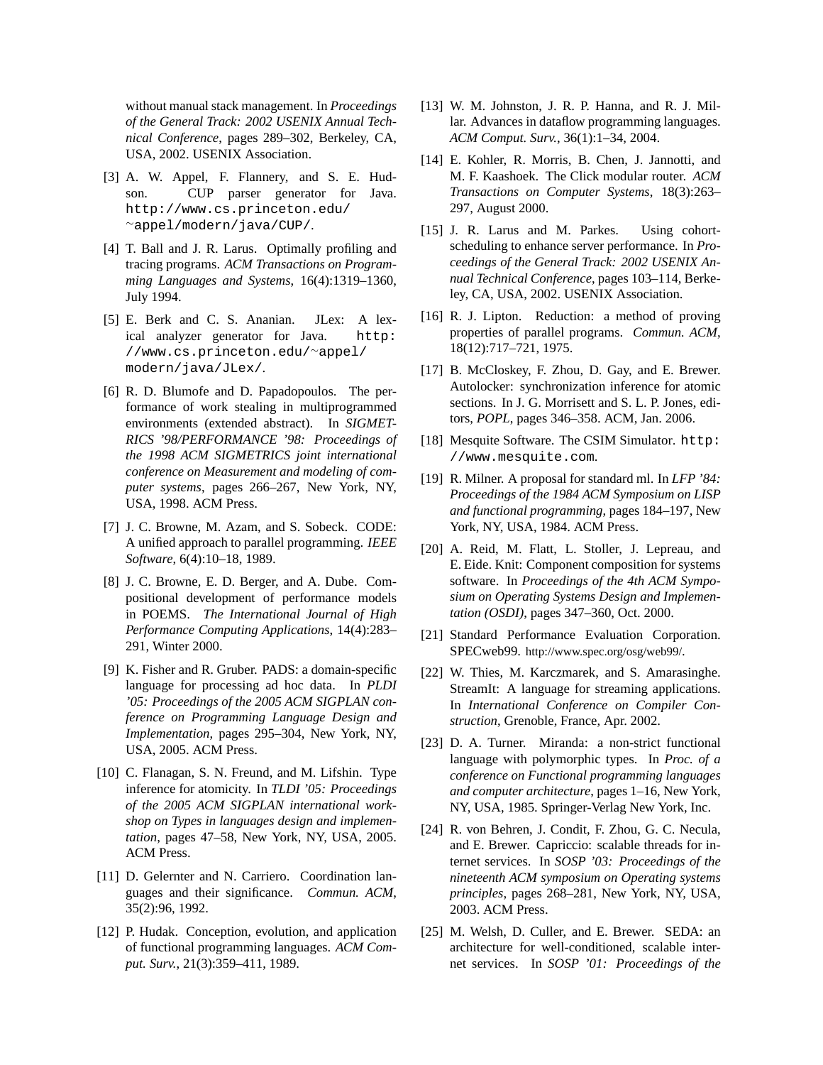without manual stack management. In *Proceedings of the General Track: 2002 USENIX Annual Technical Conference*, pages 289–302, Berkeley, CA, USA, 2002. USENIX Association.

[3] A. W. Appel, F. Flannery, and S. E. Hudson. CUP parser generator for Java. `http://www.cs.princeton.edu/~appel/modern/java/CUP/`.

[4] T. Ball and J. R. Larus. Optimally profiling and tracing programs. *ACM Transactions on Programming Languages and Systems*, 16(4):1319–1360, July 1994.

[5] E. Berk and C. S. Ananian. JLex: A lexical analyzer generator for Java. `http://www.cs.princeton.edu/~appel/modern/java/JLex/`.

[6] R. D. Blumofe and D. Papadopoulos. The performance of work stealing in multiprogrammed environments (extended abstract). In *SIGMETRICS '98/PERFORMANCE '98: Proceedings of the 1998 ACM SIGMETRICS joint international conference on Measurement and modeling of computer systems*, pages 266–267, New York, NY, USA, 1998. ACM Press.

[7] J. C. Browne, M. Azam, and S. Sobeck. CODE: A unified approach to parallel programming. *IEEE Software*, 6(4):10–18, 1989.

[8] J. C. Browne, E. D. Berger, and A. Dube. Compositional development of performance models in POEMS. *The International Journal of High Performance Computing Applications*, 14(4):283–291, Winter 2000.

[9] K. Fisher and R. Gruber. PADS: a domain-specific language for processing ad hoc data. In *PLDI '05: Proceedings of the 2005 ACM SIGPLAN conference on Programming Language Design and Implementation*, pages 295–304, New York, NY, USA, 2005. ACM Press.

[10] C. Flanagan, S. N. Freund, and M. Lifshin. Type inference for atomicity. In *TLDI '05: Proceedings of the 2005 ACM SIGPLAN international workshop on Types in languages design and implementation*, pages 47–58, New York, NY, USA, 2005. ACM Press.

[11] D. Gelernter and N. Carriero. Coordination languages and their significance. *Commun. ACM*, 35(2):96, 1992.

[12] P. Hudak. Conception, evolution, and application of functional programming languages. *ACM Comput. Surv.*, 21(3):359–411, 1989.

[13] W. M. Johnston, J. R. P. Hanna, and R. J. Millar. Advances in dataflow programming languages. *ACM Comput. Surv.*, 36(1):1–34, 2004.

[14] E. Kohler, R. Morris, B. Chen, J. Jannotti, and M. F. Kaashoek. The Click modular router. *ACM Transactions on Computer Systems*, 18(3):263–297, August 2000.

[15] J. R. Larus and M. Parkes. Using cohort-scheduling to enhance server performance. In *Proceedings of the General Track: 2002 USENIX Annual Technical Conference*, pages 103–114, Berkeley, CA, USA, 2002. USENIX Association.

[16] R. J. Lipton. Reduction: a method of proving properties of parallel programs. *Commun. ACM*, 18(12):717–721, 1975.

[17] B. McCloskey, F. Zhou, D. Gay, and E. Brewer. Autolocker: synchronization inference for atomic sections. In J. G. Morrisett and S. L. P. Jones, editors, *POPL*, pages 346–358. ACM, Jan. 2006.

[18] Mesquite Software. The CSIM Simulator. `http://www.mesquite.com`.

[19] R. Milner. A proposal for standard ml. In *LFP '84: Proceedings of the 1984 ACM Symposium on LISP and functional programming*, pages 184–197, New York, NY, USA, 1984. ACM Press.

[20] A. Reid, M. Flatt, L. Stoller, J. Lepreau, and E. Eide. Knit: Component composition for systems software. In *Proceedings of the 4th ACM Symposium on Operating Systems Design and Implementation (OSDI)*, pages 347–360, Oct. 2000.

[21] Standard Performance Evaluation Corporation. SPECweb99. http://www.spec.org/osg/web99/.

[22] W. Thies, M. Karczmarek, and S. Amarasinghe. StreamIt: A language for streaming applications. In *International Conference on Compiler Construction*, Grenoble, France, Apr. 2002.

[23] D. A. Turner. Miranda: a non-strict functional language with polymorphic types. In *Proc. of a conference on Functional programming languages and computer architecture*, pages 1–16, New York, NY, USA, 1985. Springer-Verlag New York, Inc.

[24] R. von Behren, J. Condit, F. Zhou, G. C. Necula, and E. Brewer. Capriccio: scalable threads for internet services. In *SOSP '03: Proceedings of the nineteenth ACM symposium on Operating systems principles*, pages 268–281, New York, NY, USA, 2003. ACM Press.

[25] M. Welsh, D. Culler, and E. Brewer. SEDA: an architecture for well-conditioned, scalable internet services. In *SOSP '01: Proceedings of the*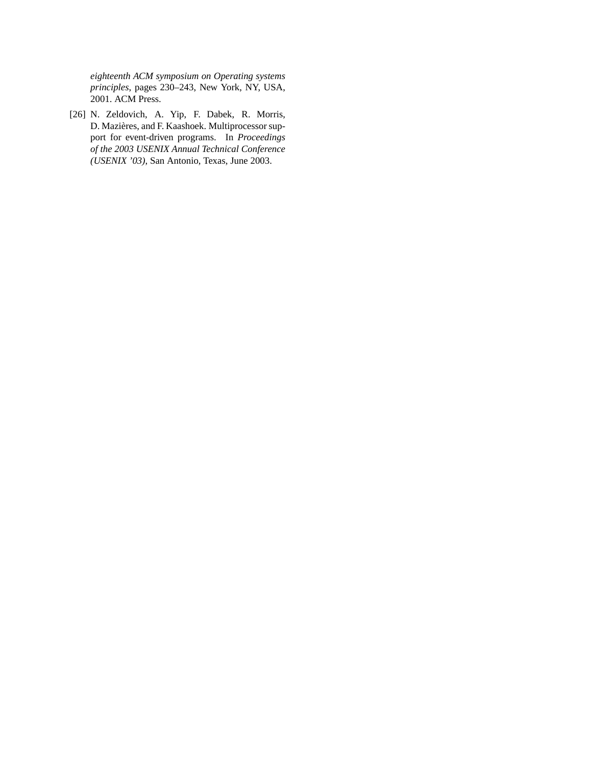*eighteenth ACM symposium on Operating systems principles*, pages 230–243, New York, NY, USA, 2001. ACM Press.

[26] N. Zeldovich, A. Yip, F. Dabek, R. Morris, D. Mazières, and F. Kaashoek. Multiprocessor support for event-driven programs. In *Proceedings of the 2003 USENIX Annual Technical Conference (USENIX '03)*, San Antonio, Texas, June 2003.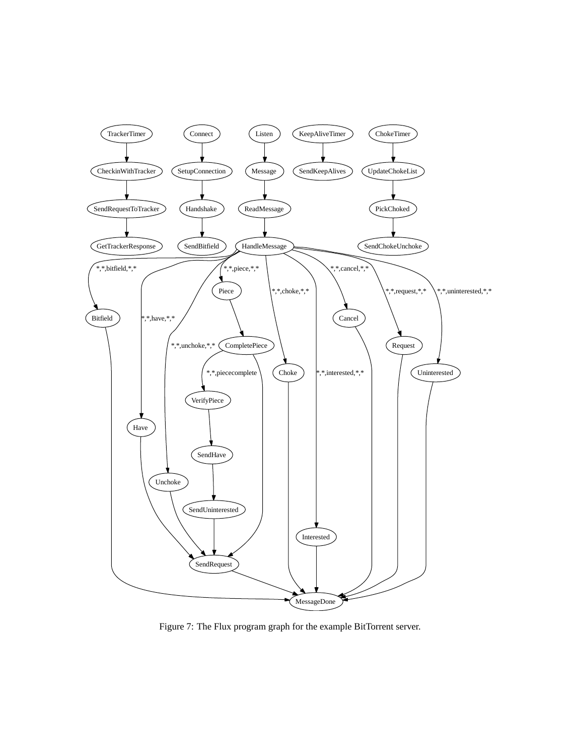TrackerTimer

CheckinWithTracker

SendRequestToTracker

GetTrackerResponse

Connect

SetupConnection

Handshake

SendBitfield

Listen

Message

ReadMessage

HandleMessage

KeepAliveTimer

SendKeepAlives

ChokeTimer

UpdateChokeList

PickChoked

SendChokeUnchoke

*,*,bitfield,*,*

*,*,piece,*,*

*,*,cancel,*,*

*,*,choke,*,*

*,*,request,*,*

*,*,uninterested,*,*

Piece

Bitfield

*,*,have,*,*

Cancel

CompletePiece

*,*,unchoke,*,*

Request

*,*,piececomplete

Choke

*,*,interested,*,*

Uninterested

VerifyPiece

Have

SendHave

Unchoke

SendUninterested

Interested

SendRequest

MessageDone

Figure 7: The Flux program graph for the example BitTorrent server.